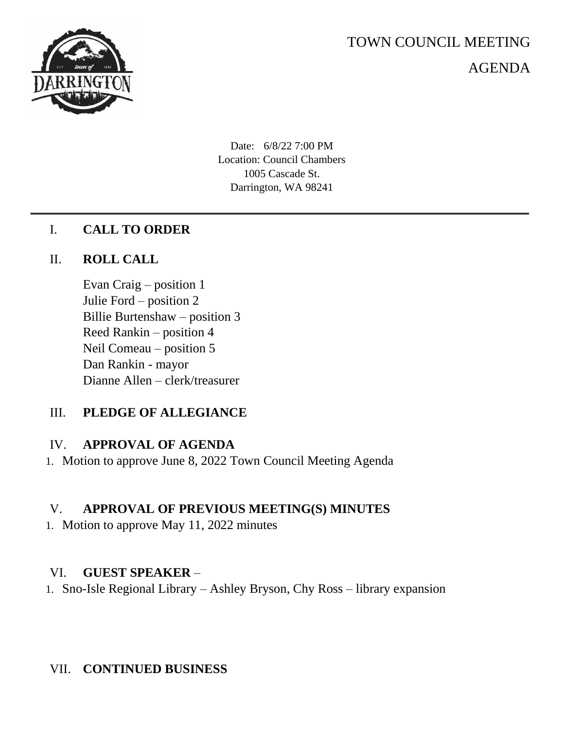# TOWN COUNCIL MEETING

# AGENDA

Date: 6/8/22 7:00 PM
Location: Council Chambers
1005 Cascade St.
Darrington, WA 98241

---

## I. CALL TO ORDER

## II. ROLL CALL

Evan Craig – position 1
Julie Ford – position 2
Billie Burtenshaw – position 3
Reed Rankin – position 4
Neil Comeau – position 5
Dan Rankin - mayor
Dianne Allen – clerk/treasurer

## III. PLEDGE OF ALLEGIANCE

## IV. APPROVAL OF AGENDA

1. Motion to approve June 8, 2022 Town Council Meeting Agenda

## V. APPROVAL OF PREVIOUS MEETING(S) MINUTES

1. Motion to approve May 11, 2022 minutes

## VI. GUEST SPEAKER –

1. Sno-Isle Regional Library – Ashley Bryson, Chy Ross – library expansion

## VII. CONTINUED BUSINESS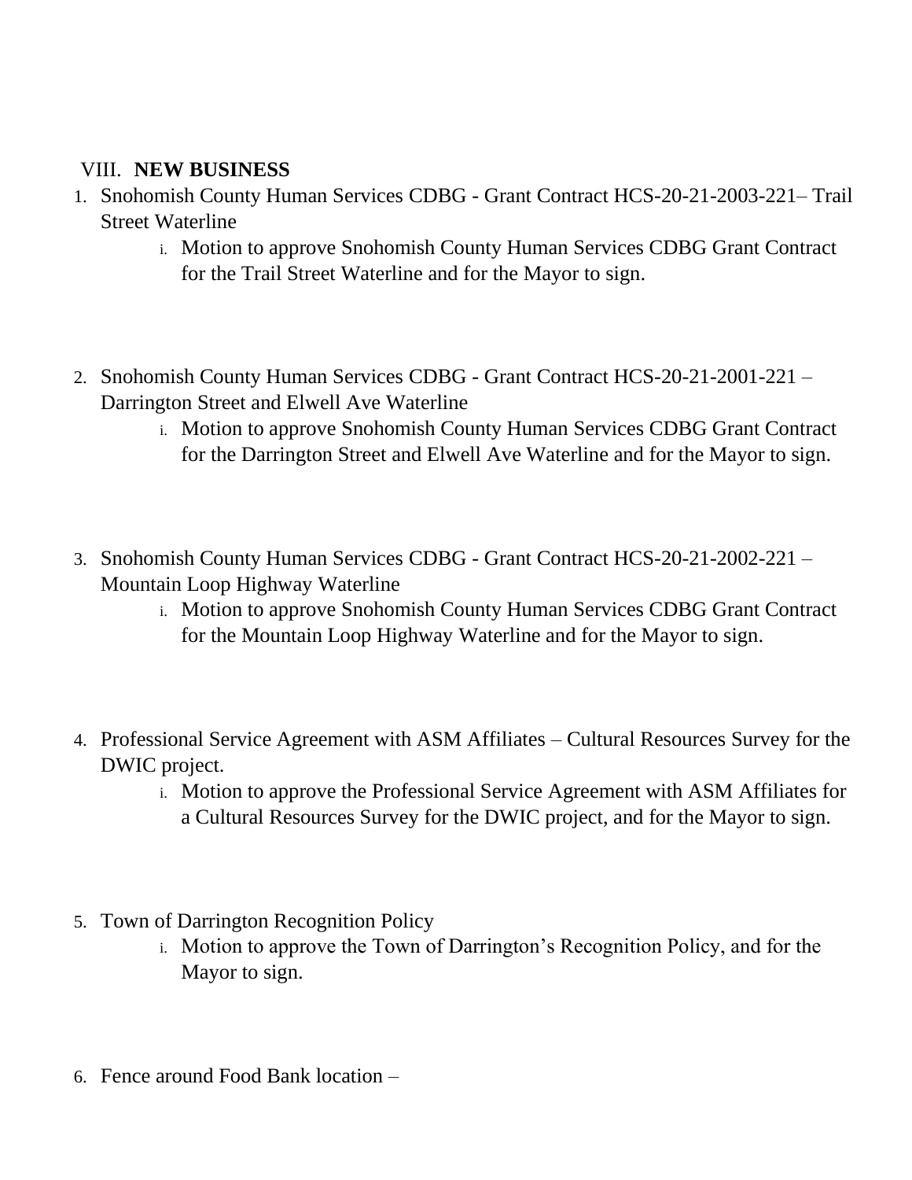## VIII. **NEW BUSINESS**

1. Snohomish County Human Services CDBG - Grant Contract HCS-20-21-2003-221– Trail Street Waterline
    i. Motion to approve Snohomish County Human Services CDBG Grant Contract for the Trail Street Waterline and for the Mayor to sign.

2. Snohomish County Human Services CDBG - Grant Contract HCS-20-21-2001-221 – Darrington Street and Elwell Ave Waterline
    i. Motion to approve Snohomish County Human Services CDBG Grant Contract for the Darrington Street and Elwell Ave Waterline and for the Mayor to sign.

3. Snohomish County Human Services CDBG - Grant Contract HCS-20-21-2002-221 – Mountain Loop Highway Waterline
    i. Motion to approve Snohomish County Human Services CDBG Grant Contract for the Mountain Loop Highway Waterline and for the Mayor to sign.

4. Professional Service Agreement with ASM Affiliates – Cultural Resources Survey for the DWIC project.
    i. Motion to approve the Professional Service Agreement with ASM Affiliates for a Cultural Resources Survey for the DWIC project, and for the Mayor to sign.

5. Town of Darrington Recognition Policy
    i. Motion to approve the Town of Darrington's Recognition Policy, and for the Mayor to sign.

6. Fence around Food Bank location –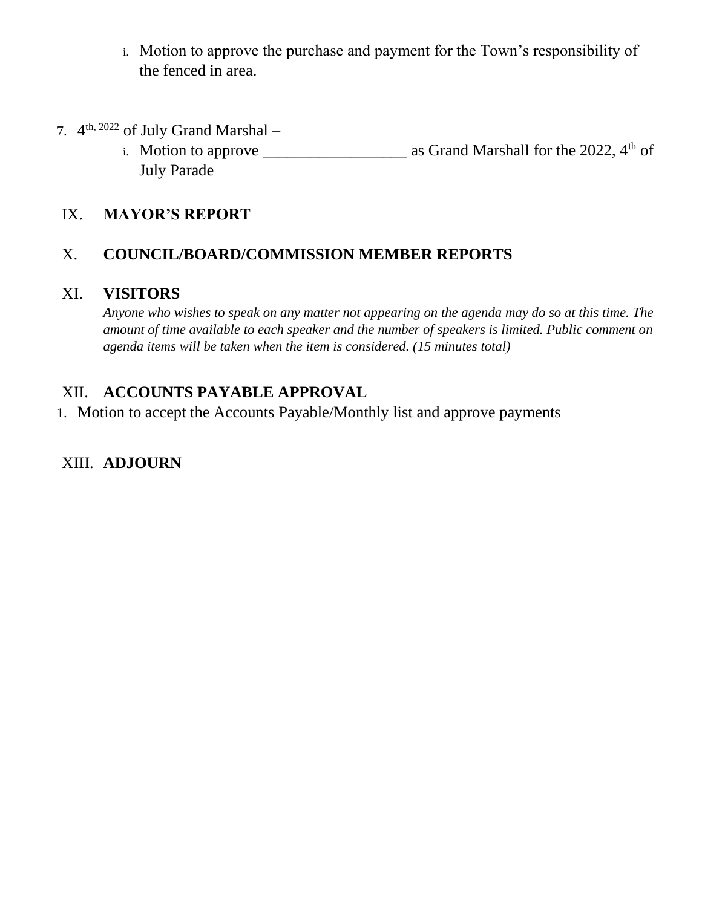i. Motion to approve the purchase and payment for the Town's responsibility of the fenced in area.

7. 4th, 2022 of July Grand Marshal –
   i. Motion to approve __________________ as Grand Marshall for the 2022, 4th of July Parade

## IX. MAYOR'S REPORT

## X. COUNCIL/BOARD/COMMISSION MEMBER REPORTS

## XI. VISITORS

*Anyone who wishes to speak on any matter not appearing on the agenda may do so at this time. The amount of time available to each speaker and the number of speakers is limited. Public comment on agenda items will be taken when the item is considered. (15 minutes total)*

## XII. ACCOUNTS PAYABLE APPROVAL

1. Motion to accept the Accounts Payable/Monthly list and approve payments

## XIII. ADJOURN